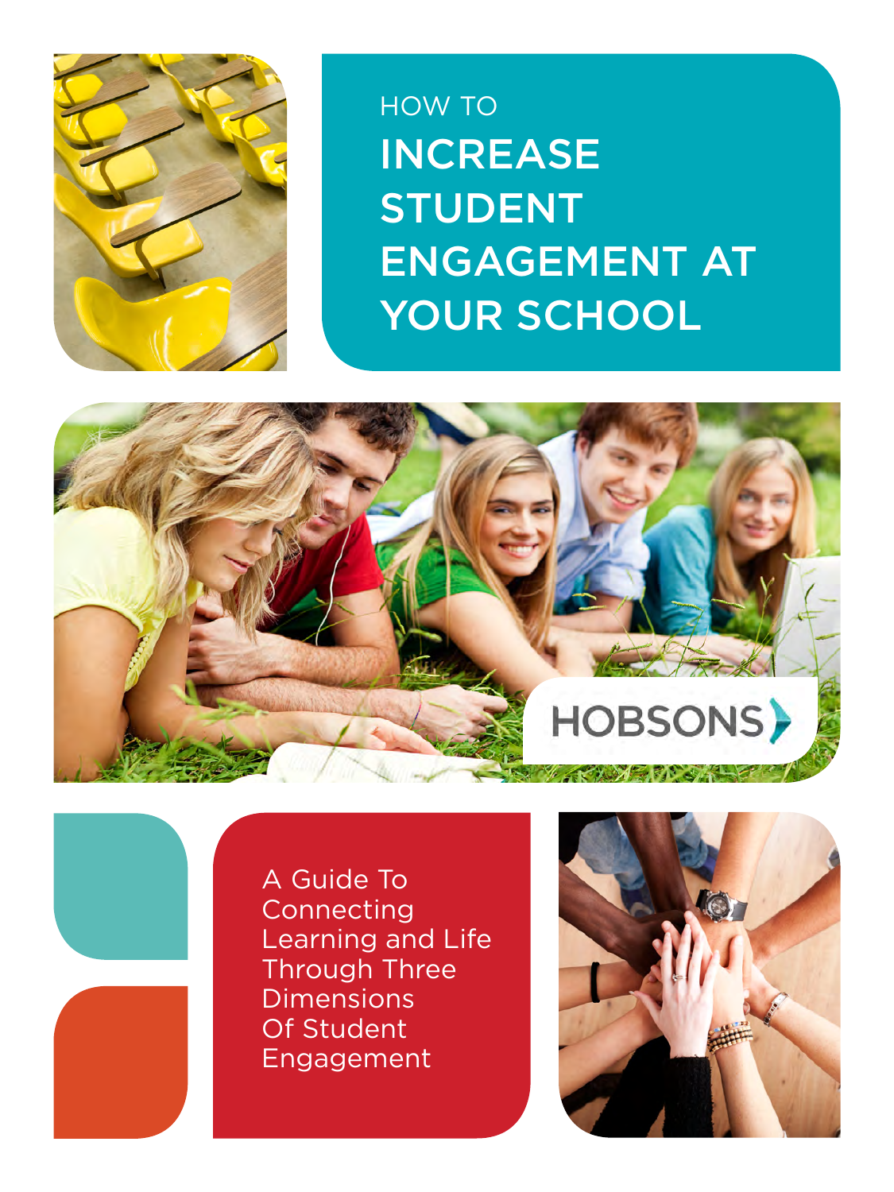HOW TO

# INCREASE STUDENT ENGAGEMENT AT YOUR SCHOOL

HOBSONS

A Guide To Connecting Learning and Life Through Three Dimensions Of Student Engagement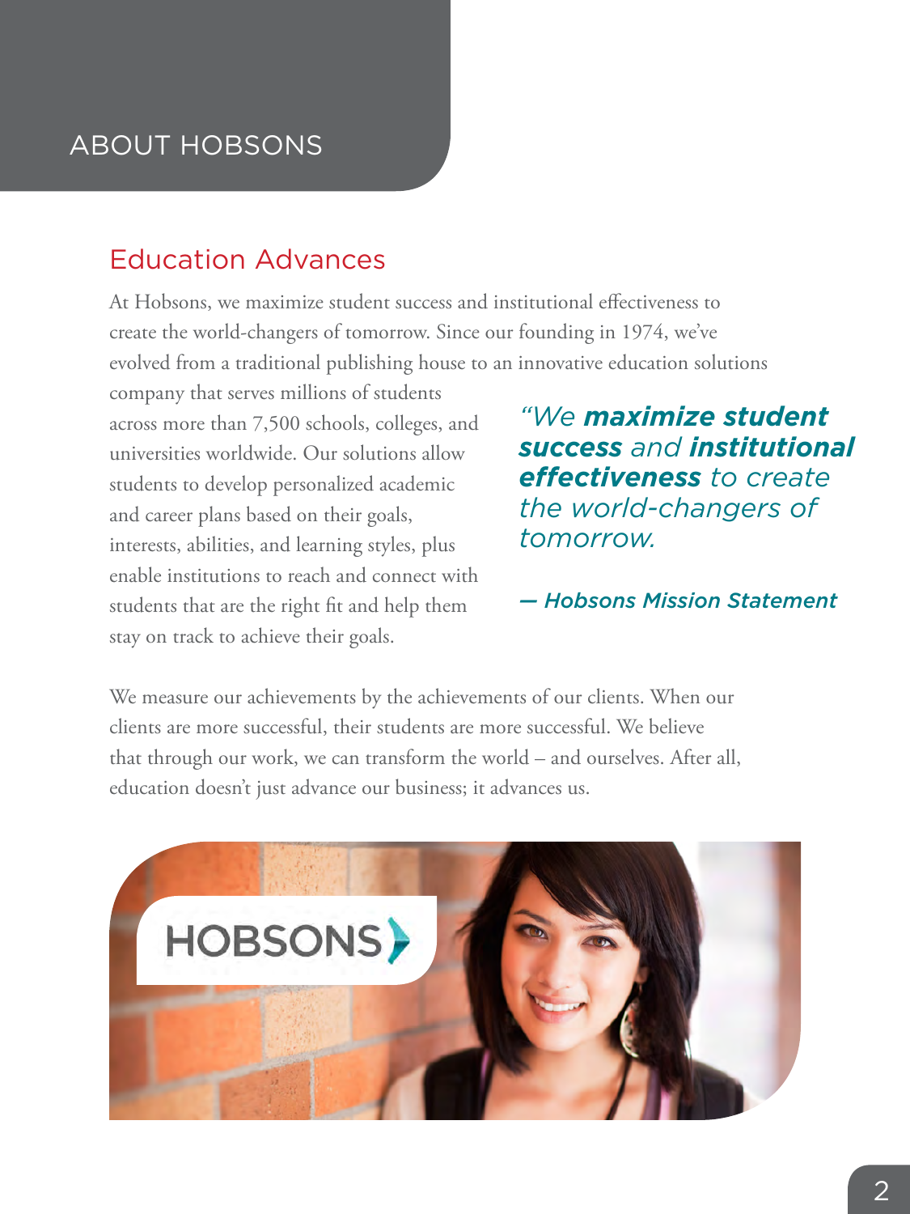# ABOUT HOBSONS

## Education Advances

At Hobsons, we maximize student success and institutional effectiveness to create the world-changers of tomorrow. Since our founding in 1974, we've evolved from a traditional publishing house to an innovative education solutions company that serves millions of students across more than 7,500 schools, colleges, and universities worldwide. Our solutions allow students to develop personalized academic and career plans based on their goals, interests, abilities, and learning styles, plus enable institutions to reach and connect with students that are the right fit and help them stay on track to achieve their goals.

> *"We **maximize student success** and **institutional effectiveness** to create the world-changers of tomorrow.*
>
> ***— Hobsons Mission Statement***

We measure our achievements by the achievements of our clients. When our clients are more successful, their students are more successful. We believe that through our work, we can transform the world – and ourselves. After all, education doesn't just advance our business; it advances us.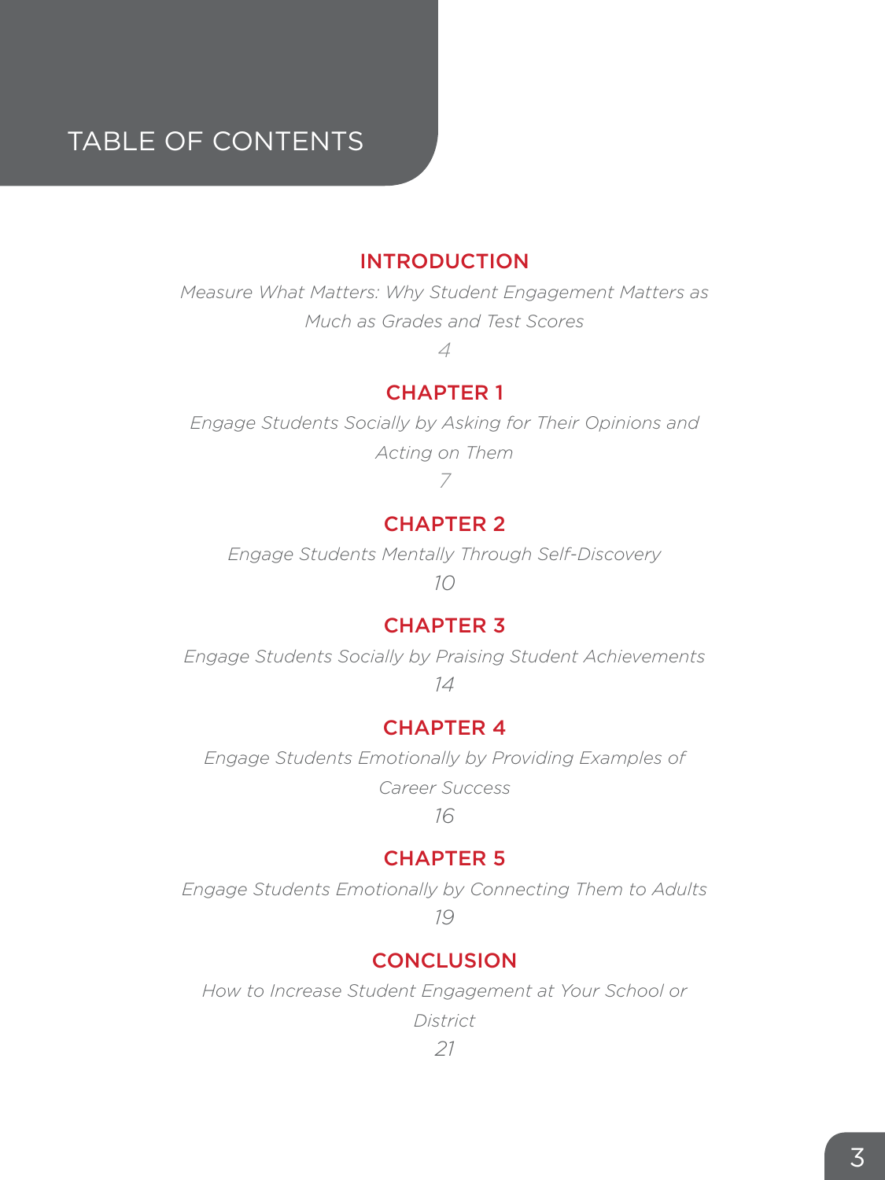# TABLE OF CONTENTS

## INTRODUCTION

*Measure What Matters: Why Student Engagement Matters as Much as Grades and Test Scores*

*4*

## CHAPTER 1

*Engage Students Socially by Asking for Their Opinions and Acting on Them*

*7*

## CHAPTER 2

*Engage Students Mentally Through Self-Discovery*

*10*

## CHAPTER 3

*Engage Students Socially by Praising Student Achievements*

*14*

## CHAPTER 4

*Engage Students Emotionally by Providing Examples of Career Success*

*16*

## CHAPTER 5

*Engage Students Emotionally by Connecting Them to Adults*

*19*

## CONCLUSION

*How to Increase Student Engagement at Your School or District*

*21*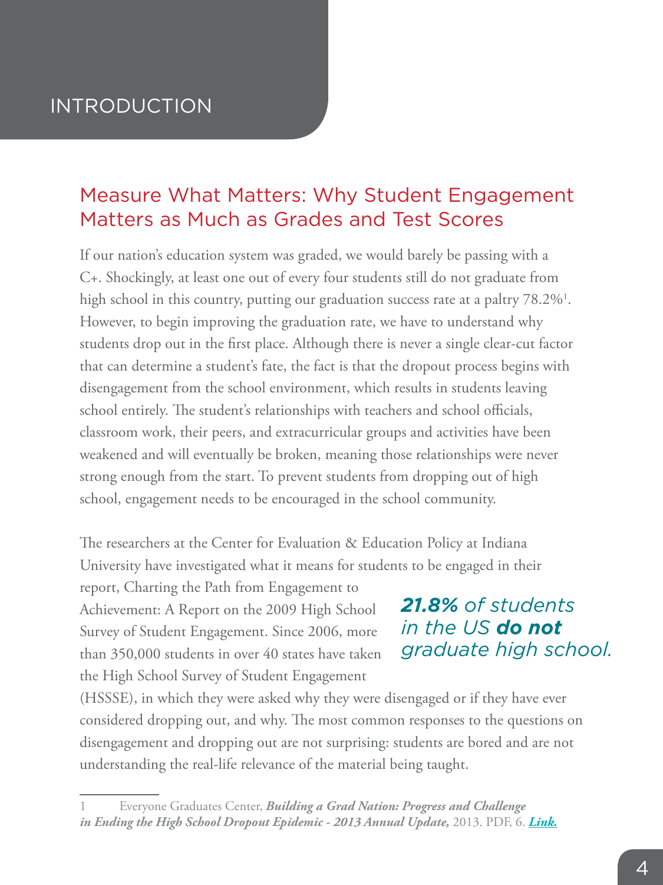# INTRODUCTION

## Measure What Matters: Why Student Engagement Matters as Much as Grades and Test Scores

If our nation's education system was graded, we would barely be passing with a C+. Shockingly, at least one out of every four students still do not graduate from high school in this country, putting our graduation success rate at a paltry 78.2%[1]. However, to begin improving the graduation rate, we have to understand why students drop out in the first place. Although there is never a single clear-cut factor that can determine a student's fate, the fact is that the dropout process begins with disengagement from the school environment, which results in students leaving school entirely. The student's relationships with teachers and school officials, classroom work, their peers, and extracurricular groups and activities have been weakened and will eventually be broken, meaning those relationships were never strong enough from the start. To prevent students from dropping out of high school, engagement needs to be encouraged in the school community.

The researchers at the Center for Evaluation & Education Policy at Indiana University have investigated what it means for students to be engaged in their report, Charting the Path from Engagement to Achievement: A Report on the 2009 High School Survey of Student Engagement. Since 2006, more than 350,000 students in over 40 states have taken the High School Survey of Student Engagement (HSSSE), in which they were asked why they were disengaged or if they have ever considered dropping out, and why. The most common responses to the questions on disengagement and dropping out are not surprising: students are bored and are not understanding the real-life relevance of the material being taught.

> ***21.8%*** *of students in the US* ***do not*** *graduate high school.*

1 Everyone Graduates Center, ***Building a Grad Nation: Progress and Challenge in Ending the High School Dropout Epidemic - 2013 Annual Update,*** 2013. PDF, 6. ***Link.***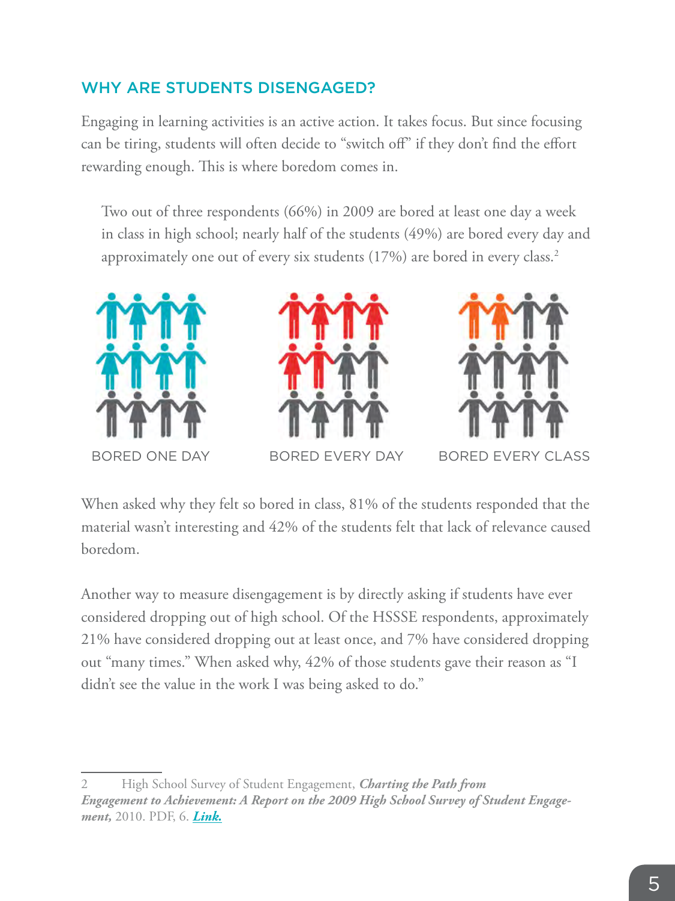## WHY ARE STUDENTS DISENGAGED?

Engaging in learning activities is an active action. It takes focus. But since focusing can be tiring, students will often decide to "switch off" if they don't find the effort rewarding enough. This is where boredom comes in.

> Two out of three respondents (66%) in 2009 are bored at least one day a week in class in high school; nearly half of the students (49%) are bored every day and approximately one out of every six students (17%) are bored in every class.[2]

BORED ONE DAY

BORED EVERY DAY

BORED EVERY CLASS

When asked why they felt so bored in class, 81% of the students responded that the material wasn't interesting and 42% of the students felt that lack of relevance caused boredom.

Another way to measure disengagement is by directly asking if students have ever considered dropping out of high school. Of the HSSSE respondents, approximately 21% have considered dropping out at least once, and 7% have considered dropping out "many times." When asked why, 42% of those students gave their reason as "I didn't see the value in the work I was being asked to do."

---

2 High School Survey of Student Engagement, ***Charting the Path from Engagement to Achievement: A Report on the 2009 High School Survey of Student Engagement,*** 2010. PDF, 6. ***Link.***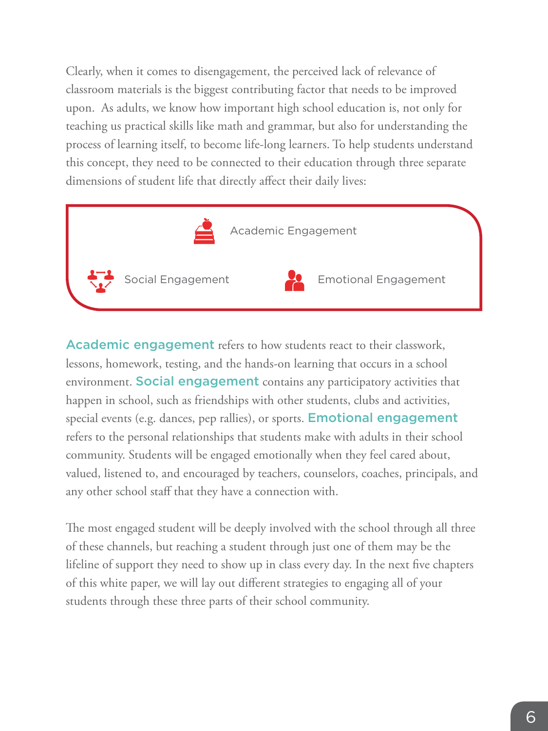Clearly, when it comes to disengagement, the perceived lack of relevance of classroom materials is the biggest contributing factor that needs to be improved upon.  As adults, we know how important high school education is, not only for teaching us practical skills like math and grammar, but also for understanding the process of learning itself, to become life-long learners. To help students understand this concept, they need to be connected to their education through three separate dimensions of student life that directly affect their daily lives:

- Academic Engagement
- Social Engagement
- Emotional Engagement

**Academic engagement** refers to how students react to their classwork, lessons, homework, testing, and the hands-on learning that occurs in a school environment. **Social engagement** contains any participatory activities that happen in school, such as friendships with other students, clubs and activities, special events (e.g. dances, pep rallies), or sports. **Emotional engagement** refers to the personal relationships that students make with adults in their school community. Students will be engaged emotionally when they feel cared about, valued, listened to, and encouraged by teachers, counselors, coaches, principals, and any other school staff that they have a connection with.

The most engaged student will be deeply involved with the school through all three of these channels, but reaching a student through just one of them may be the lifeline of support they need to show up in class every day. In the next five chapters of this white paper, we will lay out different strategies to engaging all of your students through these three parts of their school community.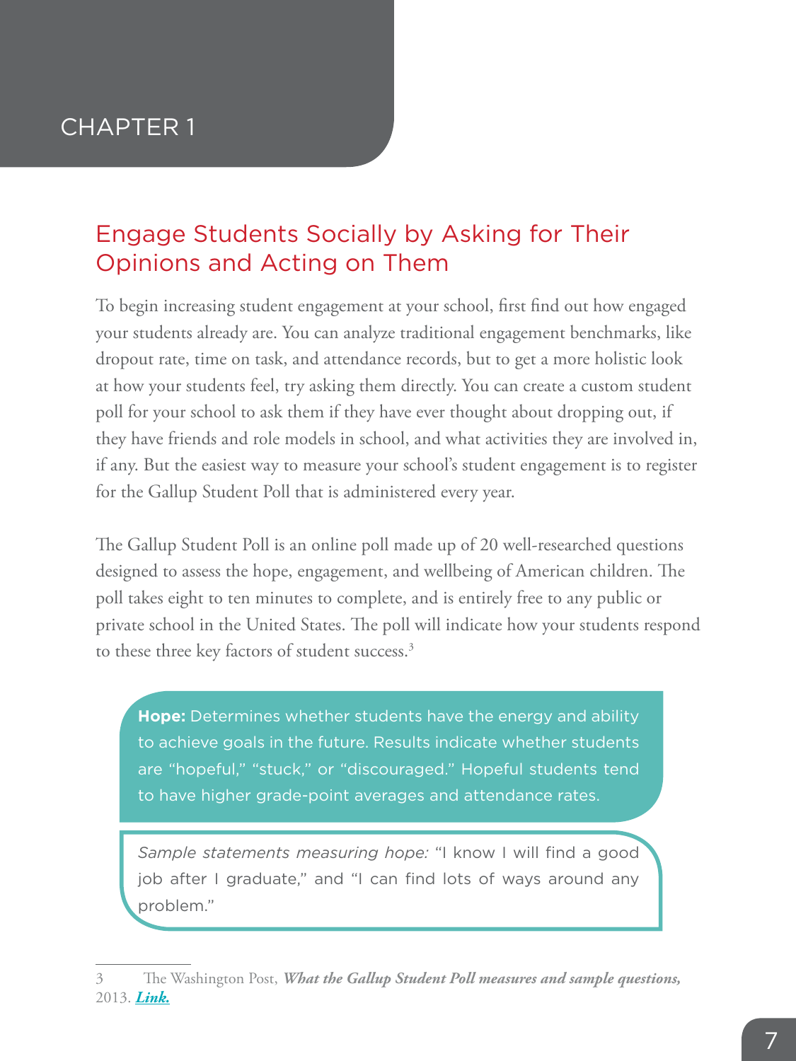# CHAPTER 1

## Engage Students Socially by Asking for Their Opinions and Acting on Them

To begin increasing student engagement at your school, first find out how engaged your students already are. You can analyze traditional engagement benchmarks, like dropout rate, time on task, and attendance records, but to get a more holistic look at how your students feel, try asking them directly. You can create a custom student poll for your school to ask them if they have ever thought about dropping out, if they have friends and role models in school, and what activities they are involved in, if any. But the easiest way to measure your school's student engagement is to register for the Gallup Student Poll that is administered every year.

The Gallup Student Poll is an online poll made up of 20 well-researched questions designed to assess the hope, engagement, and wellbeing of American children. The poll takes eight to ten minutes to complete, and is entirely free to any public or private school in the United States. The poll will indicate how your students respond to these three key factors of student success.[3]

**Hope:** Determines whether students have the energy and ability to achieve goals in the future. Results indicate whether students are "hopeful," "stuck," or "discouraged." Hopeful students tend to have higher grade-point averages and attendance rates.

*Sample statements measuring hope:* "I know I will find a good job after I graduate," and "I can find lots of ways around any problem."

---

3 The Washington Post, ***What the Gallup Student Poll measures and sample questions,*** 2013. ***Link.***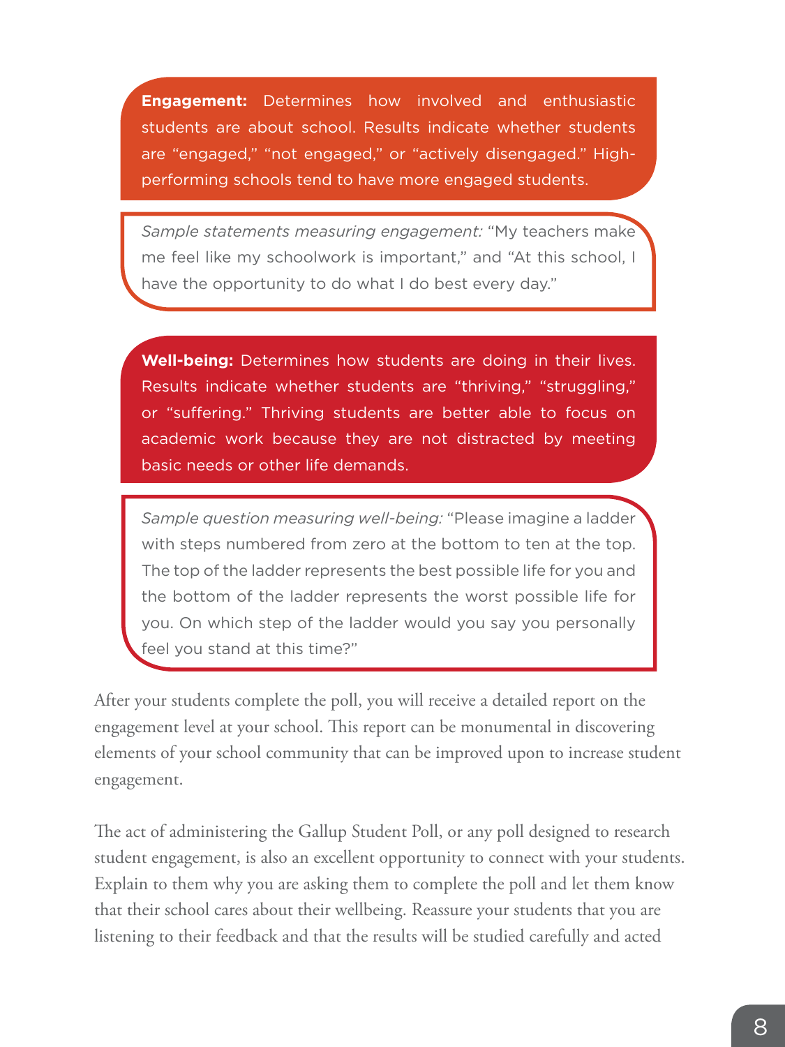**Engagement:** Determines how involved and enthusiastic students are about school. Results indicate whether students are "engaged," "not engaged," or "actively disengaged." High-performing schools tend to have more engaged students.

*Sample statements measuring engagement:* "My teachers make me feel like my schoolwork is important," and "At this school, I have the opportunity to do what I do best every day."

**Well-being:** Determines how students are doing in their lives. Results indicate whether students are "thriving," "struggling," or "suffering." Thriving students are better able to focus on academic work because they are not distracted by meeting basic needs or other life demands.

*Sample question measuring well-being:* "Please imagine a ladder with steps numbered from zero at the bottom to ten at the top. The top of the ladder represents the best possible life for you and the bottom of the ladder represents the worst possible life for you. On which step of the ladder would you say you personally feel you stand at this time?"

After your students complete the poll, you will receive a detailed report on the engagement level at your school. This report can be monumental in discovering elements of your school community that can be improved upon to increase student engagement.

The act of administering the Gallup Student Poll, or any poll designed to research student engagement, is also an excellent opportunity to connect with your students. Explain to them why you are asking them to complete the poll and let them know that their school cares about their wellbeing. Reassure your students that you are listening to their feedback and that the results will be studied carefully and acted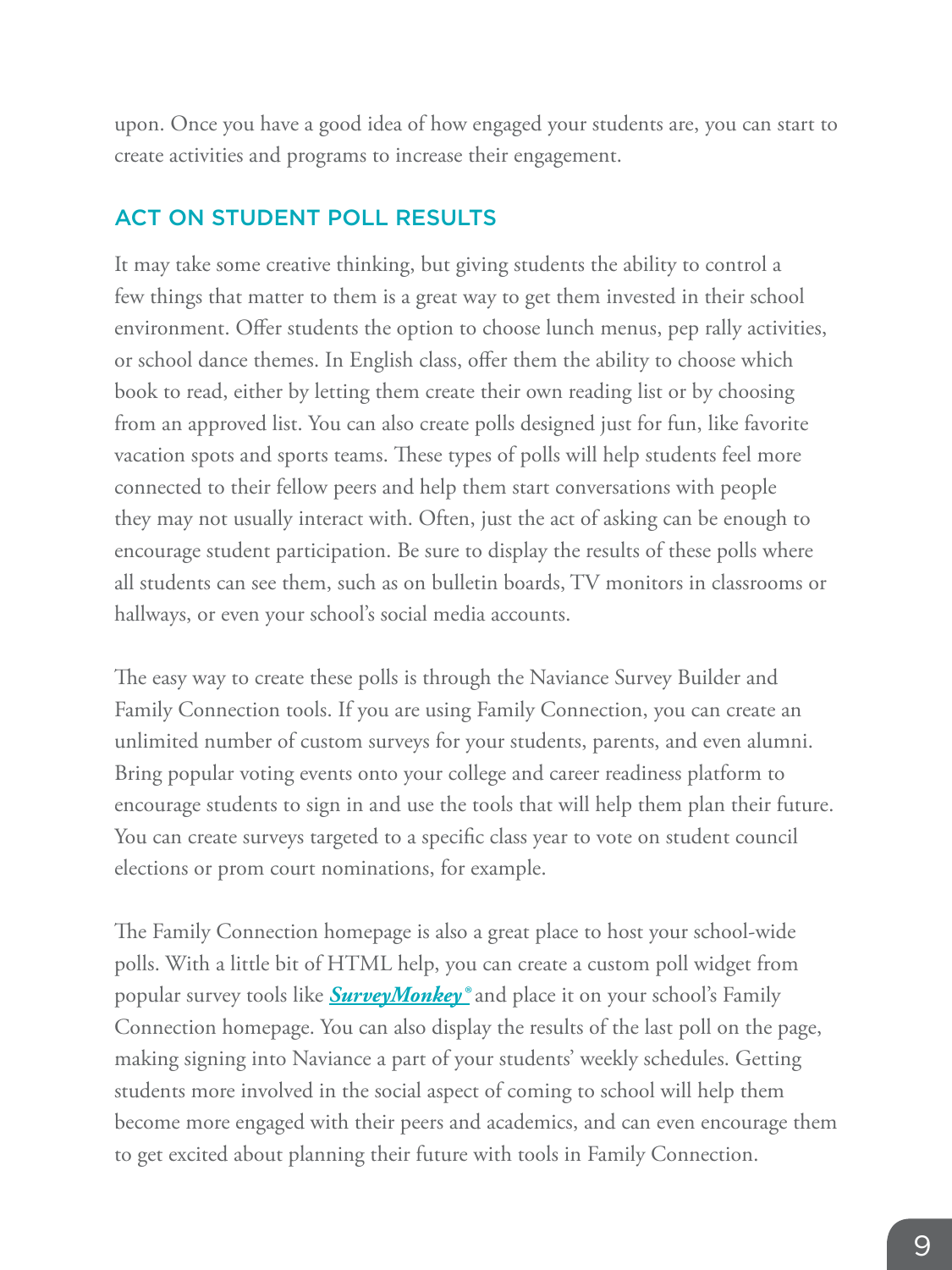upon. Once you have a good idea of how engaged your students are, you can start to create activities and programs to increase their engagement.

## ACT ON STUDENT POLL RESULTS

It may take some creative thinking, but giving students the ability to control a few things that matter to them is a great way to get them invested in their school environment. Offer students the option to choose lunch menus, pep rally activities, or school dance themes. In English class, offer them the ability to choose which book to read, either by letting them create their own reading list or by choosing from an approved list. You can also create polls designed just for fun, like favorite vacation spots and sports teams. These types of polls will help students feel more connected to their fellow peers and help them start conversations with people they may not usually interact with. Often, just the act of asking can be enough to encourage student participation. Be sure to display the results of these polls where all students can see them, such as on bulletin boards, TV monitors in classrooms or hallways, or even your school's social media accounts.

The easy way to create these polls is through the Naviance Survey Builder and Family Connection tools. If you are using Family Connection, you can create an unlimited number of custom surveys for your students, parents, and even alumni. Bring popular voting events onto your college and career readiness platform to encourage students to sign in and use the tools that will help them plan their future. You can create surveys targeted to a specific class year to vote on student council elections or prom court nominations, for example.

The Family Connection homepage is also a great place to host your school-wide polls. With a little bit of HTML help, you can create a custom poll widget from popular survey tools like ***SurveyMonkey***® and place it on your school's Family Connection homepage. You can also display the results of the last poll on the page, making signing into Naviance a part of your students' weekly schedules. Getting students more involved in the social aspect of coming to school will help them become more engaged with their peers and academics, and can even encourage them to get excited about planning their future with tools in Family Connection.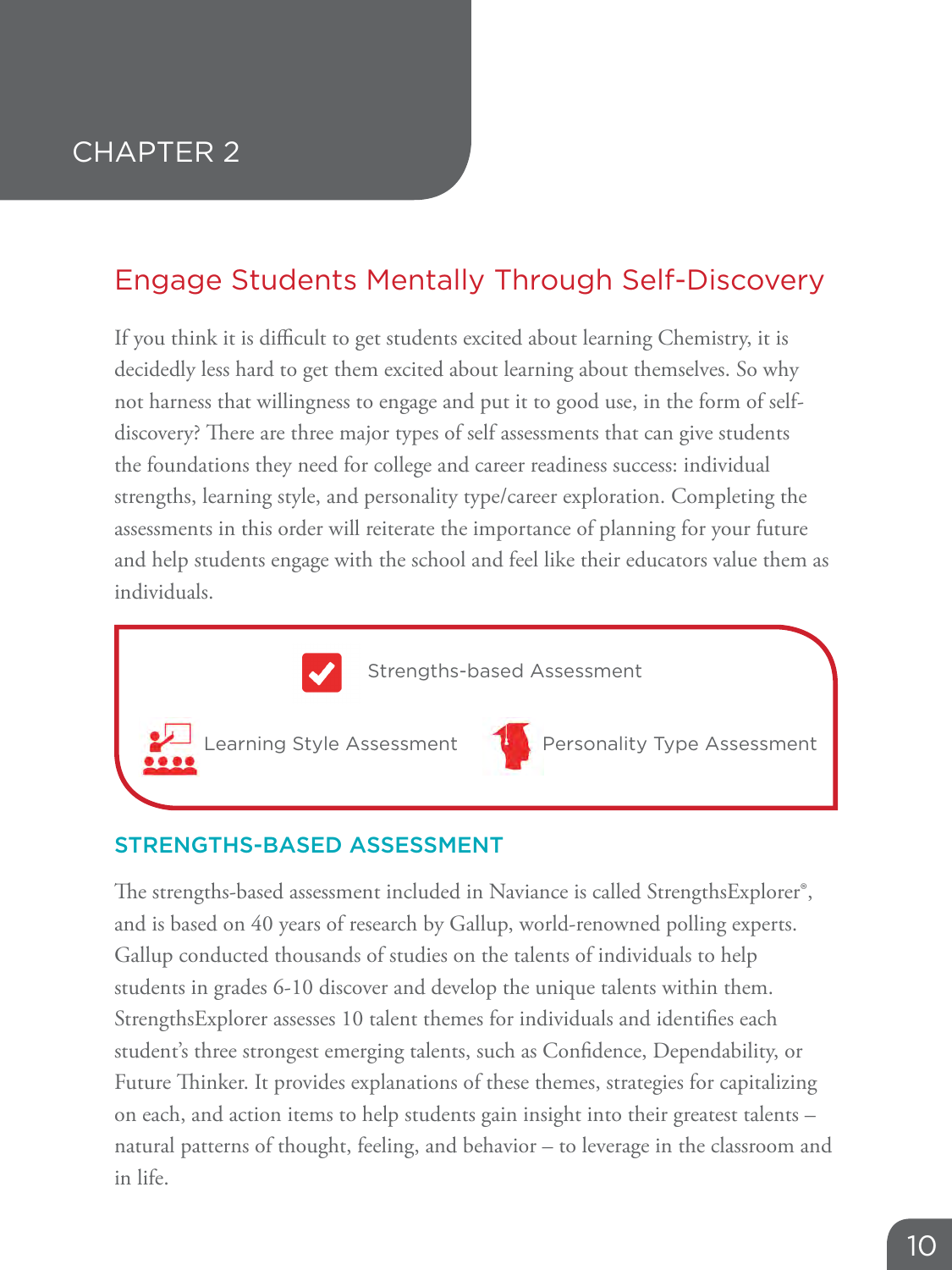CHAPTER 2

## Engage Students Mentally Through Self-Discovery

If you think it is difficult to get students excited about learning Chemistry, it is decidedly less hard to get them excited about learning about themselves. So why not harness that willingness to engage and put it to good use, in the form of self-discovery? There are three major types of self assessments that can give students the foundations they need for college and career readiness success: individual strengths, learning style, and personality type/career exploration. Completing the assessments in this order will reiterate the importance of planning for your future and help students engage with the school and feel like their educators value them as individuals.

- Strengths-based Assessment
- Learning Style Assessment
- Personality Type Assessment

### STRENGTHS-BASED ASSESSMENT

The strengths-based assessment included in Naviance is called StrengthsExplorer®, and is based on 40 years of research by Gallup, world-renowned polling experts. Gallup conducted thousands of studies on the talents of individuals to help students in grades 6-10 discover and develop the unique talents within them. StrengthsExplorer assesses 10 talent themes for individuals and identifies each student's three strongest emerging talents, such as Confidence, Dependability, or Future Thinker. It provides explanations of these themes, strategies for capitalizing on each, and action items to help students gain insight into their greatest talents – natural patterns of thought, feeling, and behavior – to leverage in the classroom and in life.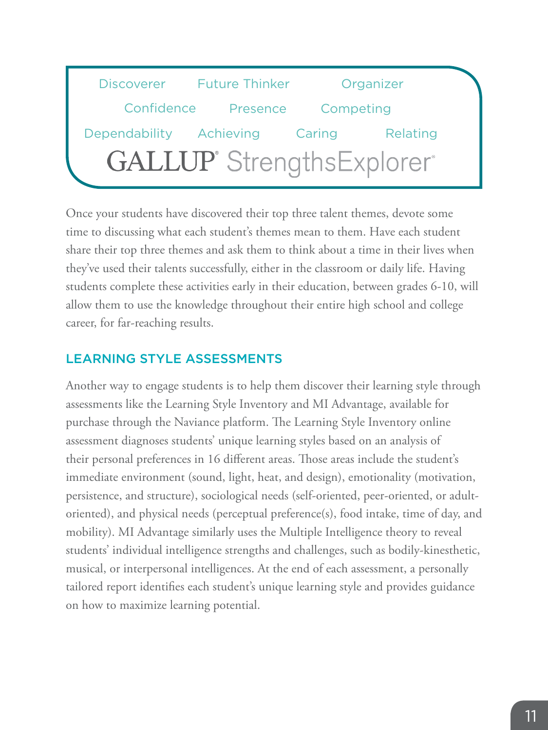Discoverer Future Thinker Organizer

Confidence Presence Competing

Dependability Achieving Caring Relating

GALLUP® StrengthsExplorer®

Once your students have discovered their top three talent themes, devote some time to discussing what each student's themes mean to them. Have each student share their top three themes and ask them to think about a time in their lives when they've used their talents successfully, either in the classroom or daily life. Having students complete these activities early in their education, between grades 6-10, will allow them to use the knowledge throughout their entire high school and college career, for far-reaching results.

## LEARNING STYLE ASSESSMENTS

Another way to engage students is to help them discover their learning style through assessments like the Learning Style Inventory and MI Advantage, available for purchase through the Naviance platform. The Learning Style Inventory online assessment diagnoses students' unique learning styles based on an analysis of their personal preferences in 16 different areas. Those areas include the student's immediate environment (sound, light, heat, and design), emotionality (motivation, persistence, and structure), sociological needs (self-oriented, peer-oriented, or adult-oriented), and physical needs (perceptual preference(s), food intake, time of day, and mobility). MI Advantage similarly uses the Multiple Intelligence theory to reveal students' individual intelligence strengths and challenges, such as bodily-kinesthetic, musical, or interpersonal intelligences. At the end of each assessment, a personally tailored report identifies each student's unique learning style and provides guidance on how to maximize learning potential.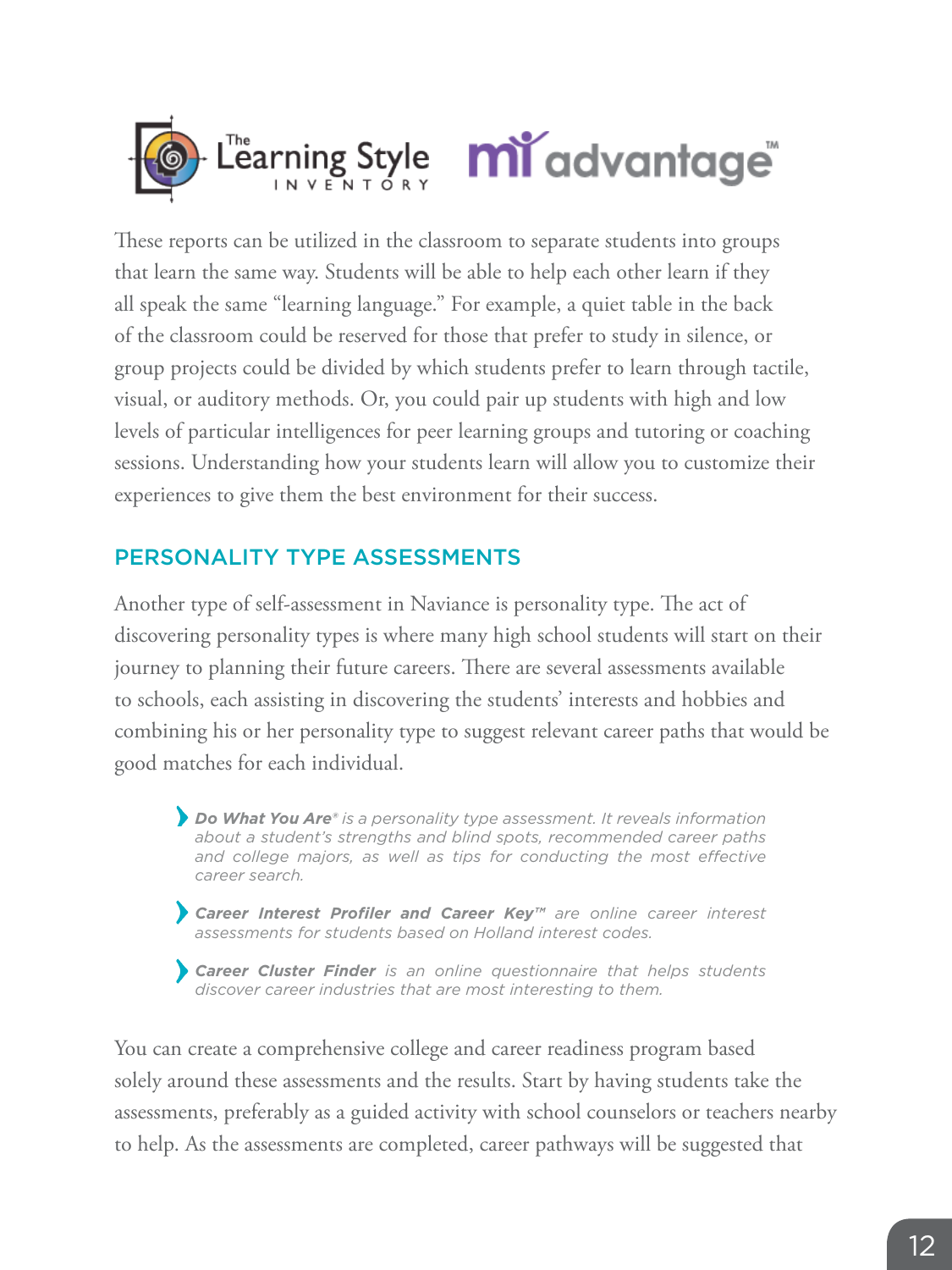These reports can be utilized in the classroom to separate students into groups that learn the same way. Students will be able to help each other learn if they all speak the same "learning language." For example, a quiet table in the back of the classroom could be reserved for those that prefer to study in silence, or group projects could be divided by which students prefer to learn through tactile, visual, or auditory methods. Or, you could pair up students with high and low levels of particular intelligences for peer learning groups and tutoring or coaching sessions. Understanding how your students learn will allow you to customize their experiences to give them the best environment for their success.

## PERSONALITY TYPE ASSESSMENTS

Another type of self-assessment in Naviance is personality type. The act of discovering personality types is where many high school students will start on their journey to planning their future careers. There are several assessments available to schools, each assisting in discovering the students' interests and hobbies and combining his or her personality type to suggest relevant career paths that would be good matches for each individual.

- ***Do What You Are®*** *is a personality type assessment. It reveals information about a student's strengths and blind spots, recommended career paths and college majors, as well as tips for conducting the most effective career search.*
- ***Career Interest Profiler and Career Key™*** *are online career interest assessments for students based on Holland interest codes.*
- ***Career Cluster Finder*** *is an online questionnaire that helps students discover career industries that are most interesting to them.*

You can create a comprehensive college and career readiness program based solely around these assessments and the results. Start by having students take the assessments, preferably as a guided activity with school counselors or teachers nearby to help. As the assessments are completed, career pathways will be suggested that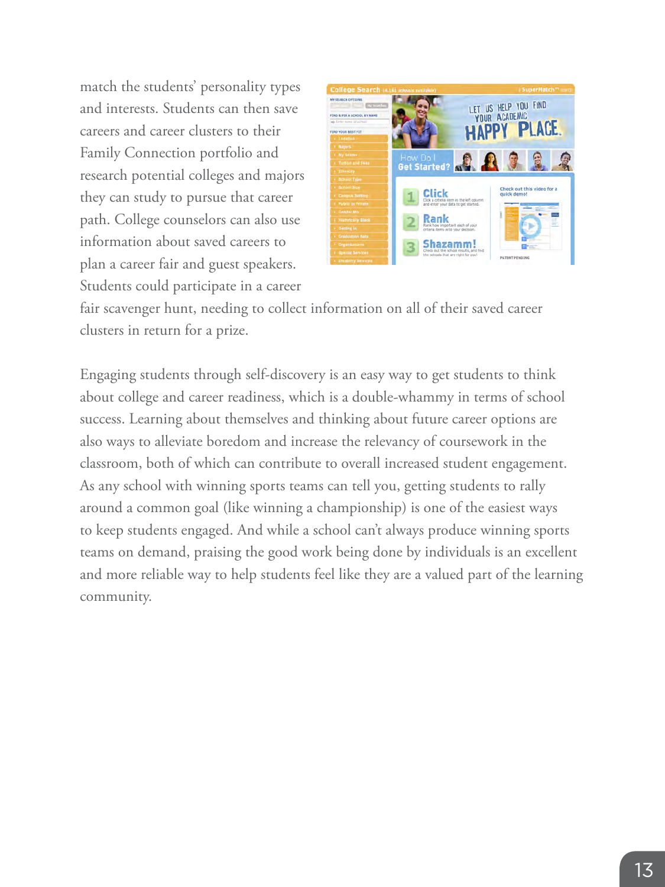match the students' personality types and interests. Students can then save careers and career clusters to their Family Connection portfolio and research potential colleges and majors they can study to pursue that career path. College counselors can also use information about saved careers to plan a career fair and guest speakers. Students could participate in a career fair scavenger hunt, needing to collect information on all of their saved career clusters in return for a prize.

Engaging students through self-discovery is an easy way to get students to think about college and career readiness, which is a double-whammy in terms of school success. Learning about themselves and thinking about future career options are also ways to alleviate boredom and increase the relevancy of coursework in the classroom, both of which can contribute to overall increased student engagement. As any school with winning sports teams can tell you, getting students to rally around a common goal (like winning a championship) is one of the easiest ways to keep students engaged. And while a school can't always produce winning sports teams on demand, praising the good work being done by individuals is an excellent and more reliable way to help students feel like they are a valued part of the learning community.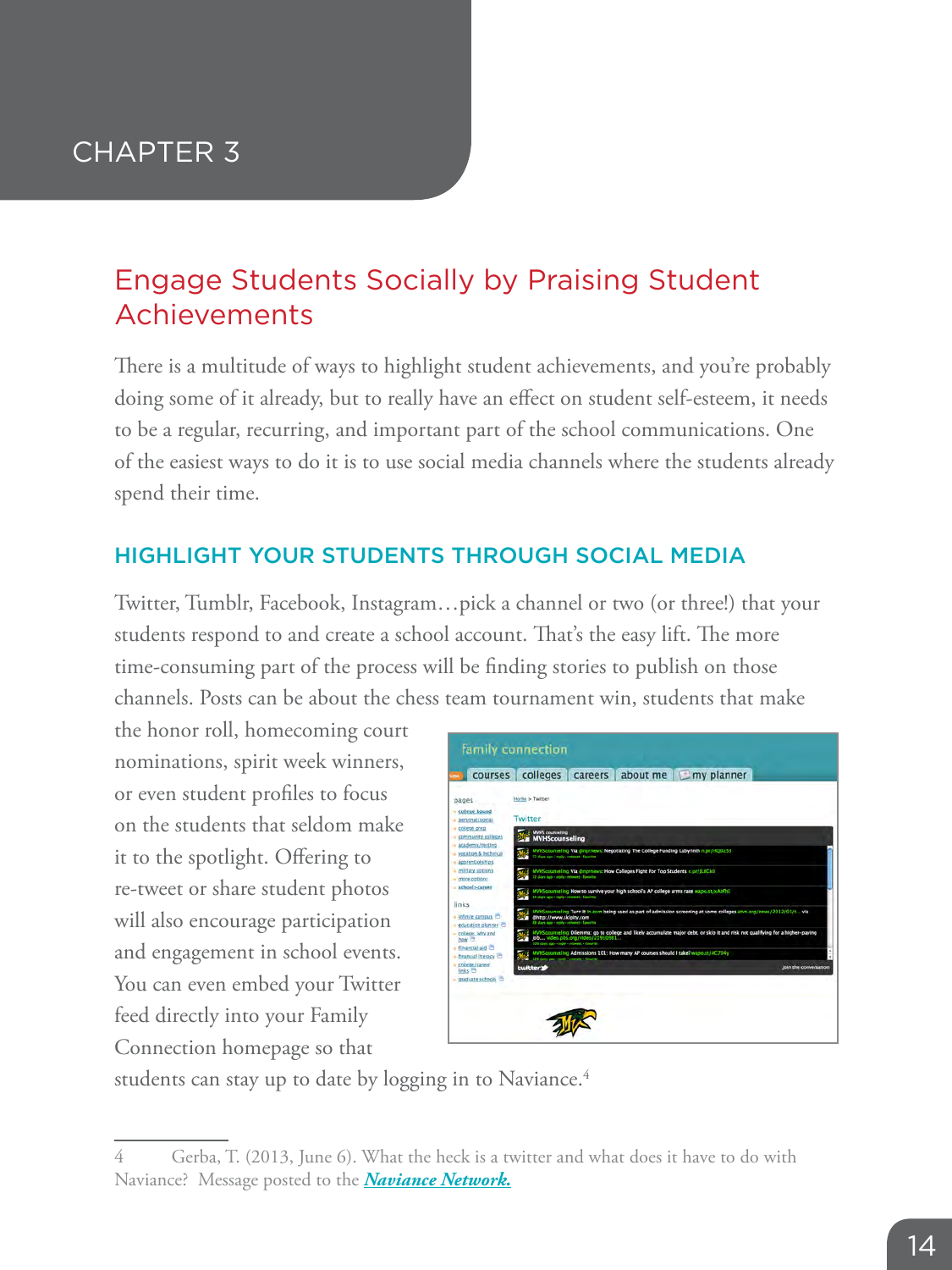CHAPTER 3

## Engage Students Socially by Praising Student Achievements

There is a multitude of ways to highlight student achievements, and you're probably doing some of it already, but to really have an effect on student self-esteem, it needs to be a regular, recurring, and important part of the school communications. One of the easiest ways to do it is to use social media channels where the students already spend their time.

### HIGHLIGHT YOUR STUDENTS THROUGH SOCIAL MEDIA

Twitter, Tumblr, Facebook, Instagram…pick a channel or two (or three!) that your students respond to and create a school account. That's the easy lift. The more time-consuming part of the process will be finding stories to publish on those channels. Posts can be about the chess team tournament win, students that make the honor roll, homecoming court nominations, spirit week winners, or even student profiles to focus on the students that seldom make it to the spotlight. Offering to re-tweet or share student photos will also encourage participation and engagement in school events. You can even embed your Twitter feed directly into your Family Connection homepage so that students can stay up to date by logging in to Naviance.[4]

---

4 Gerba, T. (2013, June 6). What the heck is a twitter and what does it have to do with Naviance? Message posted to the ***Naviance Network.***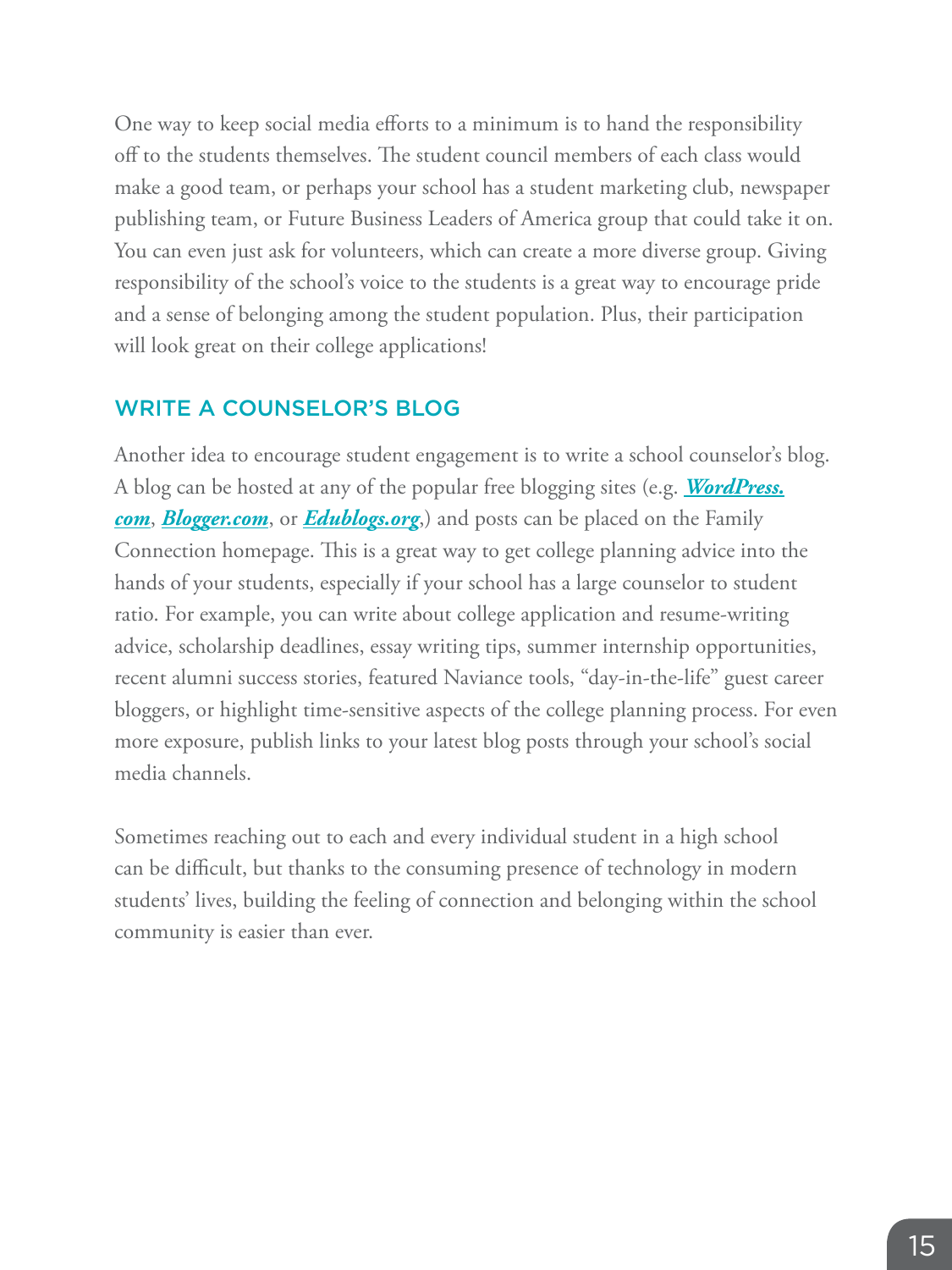One way to keep social media efforts to a minimum is to hand the responsibility off to the students themselves. The student council members of each class would make a good team, or perhaps your school has a student marketing club, newspaper publishing team, or Future Business Leaders of America group that could take it on. You can even just ask for volunteers, which can create a more diverse group. Giving responsibility of the school's voice to the students is a great way to encourage pride and a sense of belonging among the student population. Plus, their participation will look great on their college applications!

## WRITE A COUNSELOR'S BLOG

Another idea to encourage student engagement is to write a school counselor's blog. A blog can be hosted at any of the popular free blogging sites (e.g. ***WordPress.com***, ***Blogger.com***, or ***Edublogs.org***,) and posts can be placed on the Family Connection homepage. This is a great way to get college planning advice into the hands of your students, especially if your school has a large counselor to student ratio. For example, you can write about college application and resume-writing advice, scholarship deadlines, essay writing tips, summer internship opportunities, recent alumni success stories, featured Naviance tools, "day-in-the-life" guest career bloggers, or highlight time-sensitive aspects of the college planning process. For even more exposure, publish links to your latest blog posts through your school's social media channels.

Sometimes reaching out to each and every individual student in a high school can be difficult, but thanks to the consuming presence of technology in modern students' lives, building the feeling of connection and belonging within the school community is easier than ever.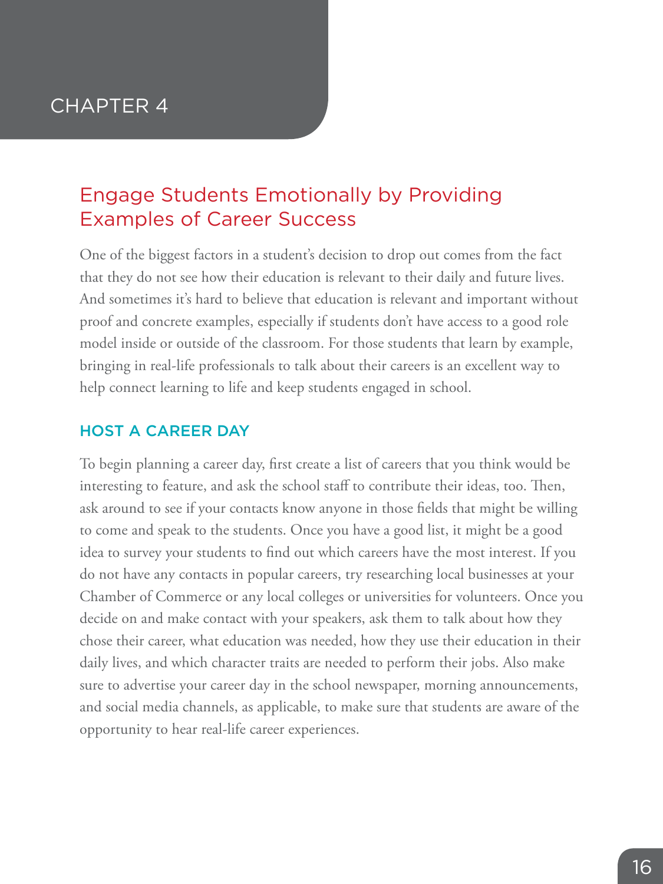# CHAPTER 4

## Engage Students Emotionally by Providing Examples of Career Success

One of the biggest factors in a student's decision to drop out comes from the fact that they do not see how their education is relevant to their daily and future lives. And sometimes it's hard to believe that education is relevant and important without proof and concrete examples, especially if students don't have access to a good role model inside or outside of the classroom. For those students that learn by example, bringing in real-life professionals to talk about their careers is an excellent way to help connect learning to life and keep students engaged in school.

### HOST A CAREER DAY

To begin planning a career day, first create a list of careers that you think would be interesting to feature, and ask the school staff to contribute their ideas, too. Then, ask around to see if your contacts know anyone in those fields that might be willing to come and speak to the students. Once you have a good list, it might be a good idea to survey your students to find out which careers have the most interest. If you do not have any contacts in popular careers, try researching local businesses at your Chamber of Commerce or any local colleges or universities for volunteers. Once you decide on and make contact with your speakers, ask them to talk about how they chose their career, what education was needed, how they use their education in their daily lives, and which character traits are needed to perform their jobs. Also make sure to advertise your career day in the school newspaper, morning announcements, and social media channels, as applicable, to make sure that students are aware of the opportunity to hear real-life career experiences.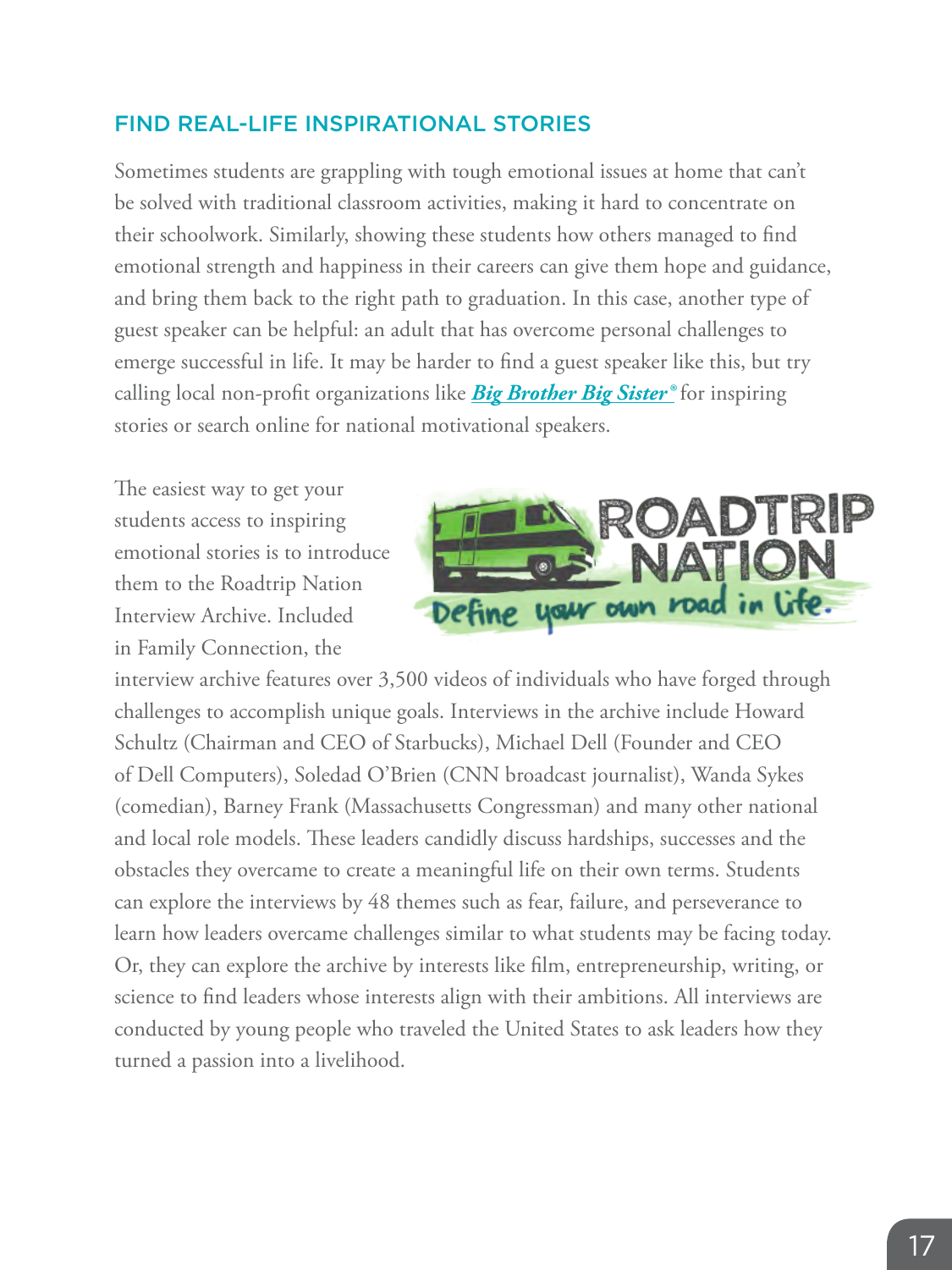## FIND REAL-LIFE INSPIRATIONAL STORIES

Sometimes students are grappling with tough emotional issues at home that can't be solved with traditional classroom activities, making it hard to concentrate on their schoolwork. Similarly, showing these students how others managed to find emotional strength and happiness in their careers can give them hope and guidance, and bring them back to the right path to graduation. In this case, another type of guest speaker can be helpful: an adult that has overcome personal challenges to emerge successful in life. It may be harder to find a guest speaker like this, but try calling local non-profit organizations like ***Big Brother Big Sister®*** for inspiring stories or search online for national motivational speakers.

The easiest way to get your students access to inspiring emotional stories is to introduce them to the Roadtrip Nation Interview Archive. Included in Family Connection, the interview archive features over 3,500 videos of individuals who have forged through challenges to accomplish unique goals. Interviews in the archive include Howard Schultz (Chairman and CEO of Starbucks), Michael Dell (Founder and CEO of Dell Computers), Soledad O'Brien (CNN broadcast journalist), Wanda Sykes (comedian), Barney Frank (Massachusetts Congressman) and many other national and local role models. These leaders candidly discuss hardships, successes and the obstacles they overcame to create a meaningful life on their own terms. Students can explore the interviews by 48 themes such as fear, failure, and perseverance to learn how leaders overcame challenges similar to what students may be facing today. Or, they can explore the archive by interests like film, entrepreneurship, writing, or science to find leaders whose interests align with their ambitions. All interviews are conducted by young people who traveled the United States to ask leaders how they turned a passion into a livelihood.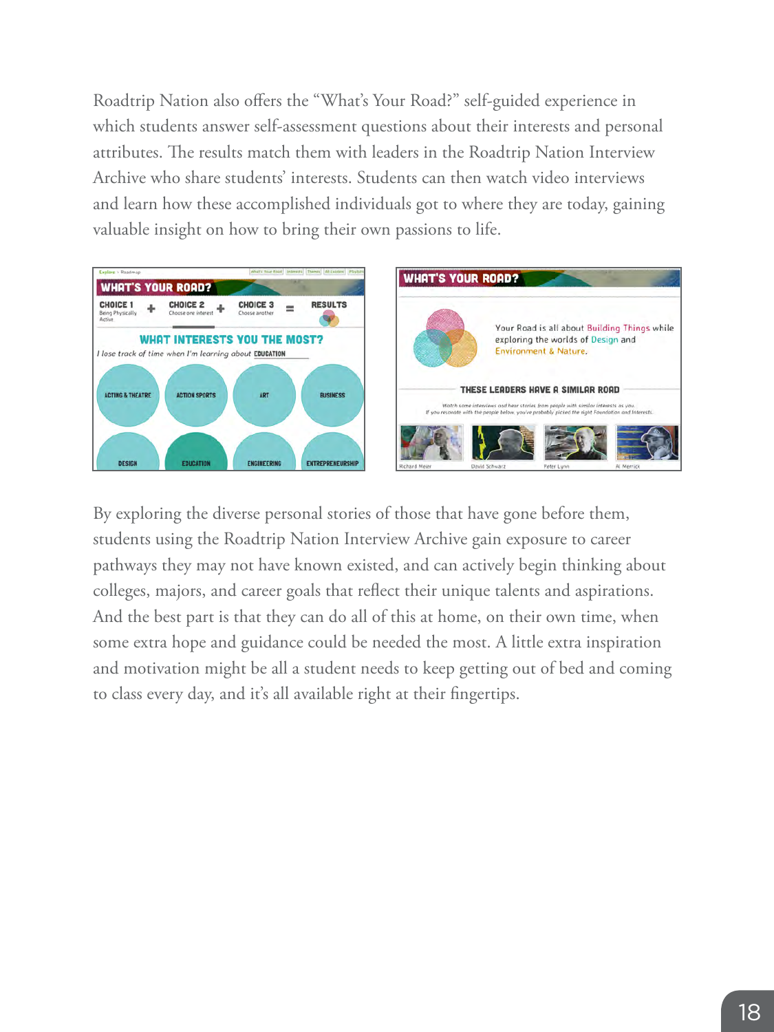Roadtrip Nation also offers the "What's Your Road?" self-guided experience in which students answer self-assessment questions about their interests and personal attributes. The results match them with leaders in the Roadtrip Nation Interview Archive who share students' interests. Students can then watch video interviews and learn how these accomplished individuals got to where they are today, gaining valuable insight on how to bring their own passions to life.

By exploring the diverse personal stories of those that have gone before them, students using the Roadtrip Nation Interview Archive gain exposure to career pathways they may not have known existed, and can actively begin thinking about colleges, majors, and career goals that reflect their unique talents and aspirations. And the best part is that they can do all of this at home, on their own time, when some extra hope and guidance could be needed the most. A little extra inspiration and motivation might be all a student needs to keep getting out of bed and coming to class every day, and it's all available right at their fingertips.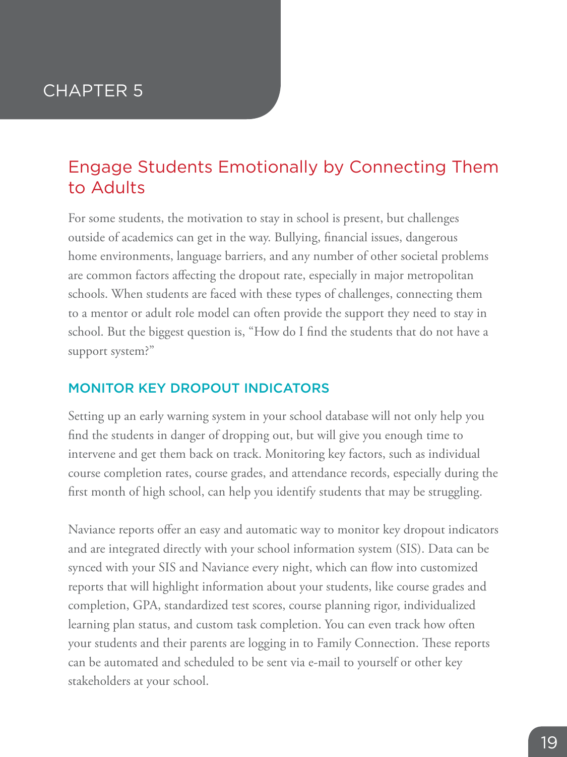# CHAPTER 5

## Engage Students Emotionally by Connecting Them to Adults

For some students, the motivation to stay in school is present, but challenges outside of academics can get in the way. Bullying, financial issues, dangerous home environments, language barriers, and any number of other societal problems are common factors affecting the dropout rate, especially in major metropolitan schools. When students are faced with these types of challenges, connecting them to a mentor or adult role model can often provide the support they need to stay in school. But the biggest question is, "How do I find the students that do not have a support system?"

### MONITOR KEY DROPOUT INDICATORS

Setting up an early warning system in your school database will not only help you find the students in danger of dropping out, but will give you enough time to intervene and get them back on track. Monitoring key factors, such as individual course completion rates, course grades, and attendance records, especially during the first month of high school, can help you identify students that may be struggling.

Naviance reports offer an easy and automatic way to monitor key dropout indicators and are integrated directly with your school information system (SIS). Data can be synced with your SIS and Naviance every night, which can flow into customized reports that will highlight information about your students, like course grades and completion, GPA, standardized test scores, course planning rigor, individualized learning plan status, and custom task completion. You can even track how often your students and their parents are logging in to Family Connection. These reports can be automated and scheduled to be sent via e-mail to yourself or other key stakeholders at your school.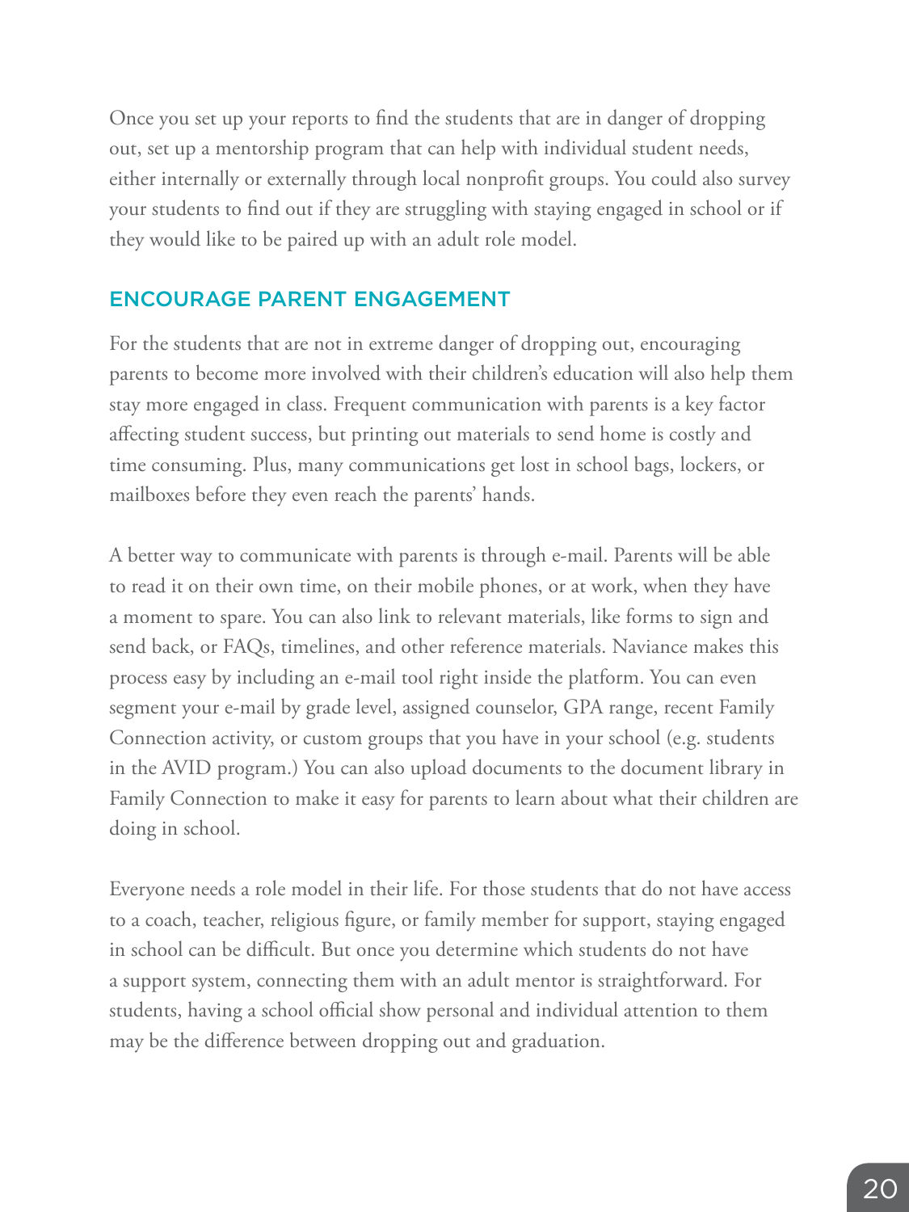Once you set up your reports to find the students that are in danger of dropping out, set up a mentorship program that can help with individual student needs, either internally or externally through local nonprofit groups. You could also survey your students to find out if they are struggling with staying engaged in school or if they would like to be paired up with an adult role model.

## ENCOURAGE PARENT ENGAGEMENT

For the students that are not in extreme danger of dropping out, encouraging parents to become more involved with their children's education will also help them stay more engaged in class. Frequent communication with parents is a key factor affecting student success, but printing out materials to send home is costly and time consuming. Plus, many communications get lost in school bags, lockers, or mailboxes before they even reach the parents' hands.

A better way to communicate with parents is through e-mail. Parents will be able to read it on their own time, on their mobile phones, or at work, when they have a moment to spare. You can also link to relevant materials, like forms to sign and send back, or FAQs, timelines, and other reference materials. Naviance makes this process easy by including an e-mail tool right inside the platform. You can even segment your e-mail by grade level, assigned counselor, GPA range, recent Family Connection activity, or custom groups that you have in your school (e.g. students in the AVID program.) You can also upload documents to the document library in Family Connection to make it easy for parents to learn about what their children are doing in school.

Everyone needs a role model in their life. For those students that do not have access to a coach, teacher, religious figure, or family member for support, staying engaged in school can be difficult. But once you determine which students do not have a support system, connecting them with an adult mentor is straightforward. For students, having a school official show personal and individual attention to them may be the difference between dropping out and graduation.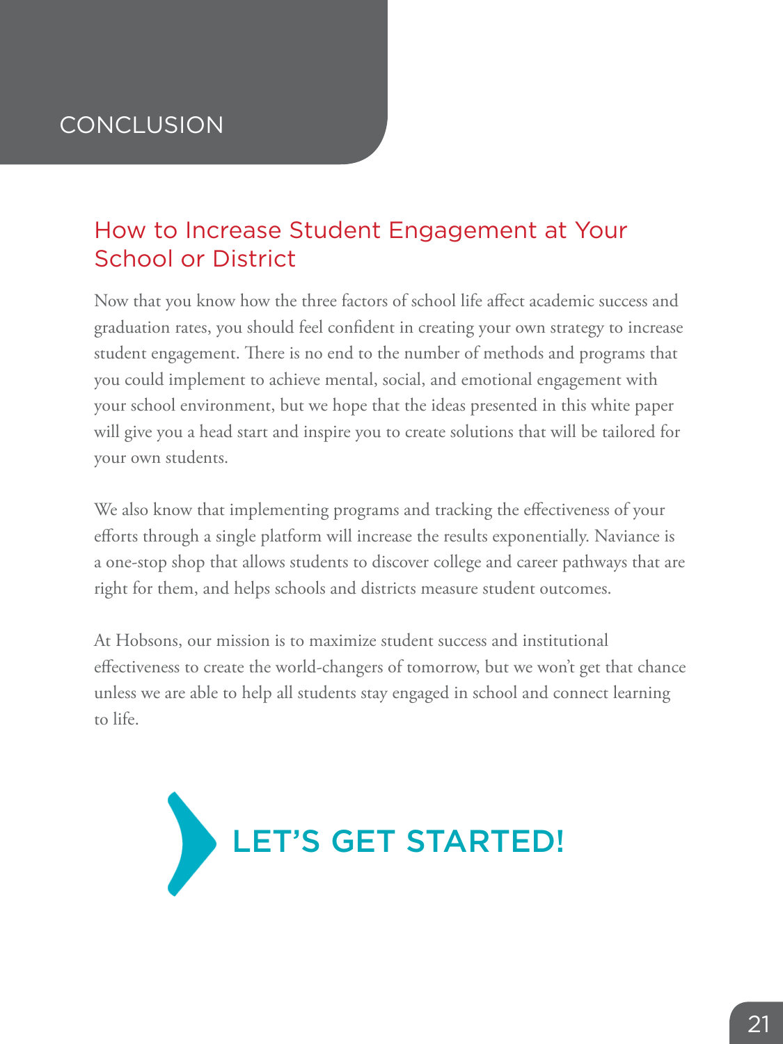# CONCLUSION

## How to Increase Student Engagement at Your School or District

Now that you know how the three factors of school life affect academic success and graduation rates, you should feel confident in creating your own strategy to increase student engagement. There is no end to the number of methods and programs that you could implement to achieve mental, social, and emotional engagement with your school environment, but we hope that the ideas presented in this white paper will give you a head start and inspire you to create solutions that will be tailored for your own students.

We also know that implementing programs and tracking the effectiveness of your efforts through a single platform will increase the results exponentially. Naviance is a one-stop shop that allows students to discover college and career pathways that are right for them, and helps schools and districts measure student outcomes.

At Hobsons, our mission is to maximize student success and institutional effectiveness to create the world-changers of tomorrow, but we won't get that chance unless we are able to help all students stay engaged in school and connect learning to life.

## LET'S GET STARTED!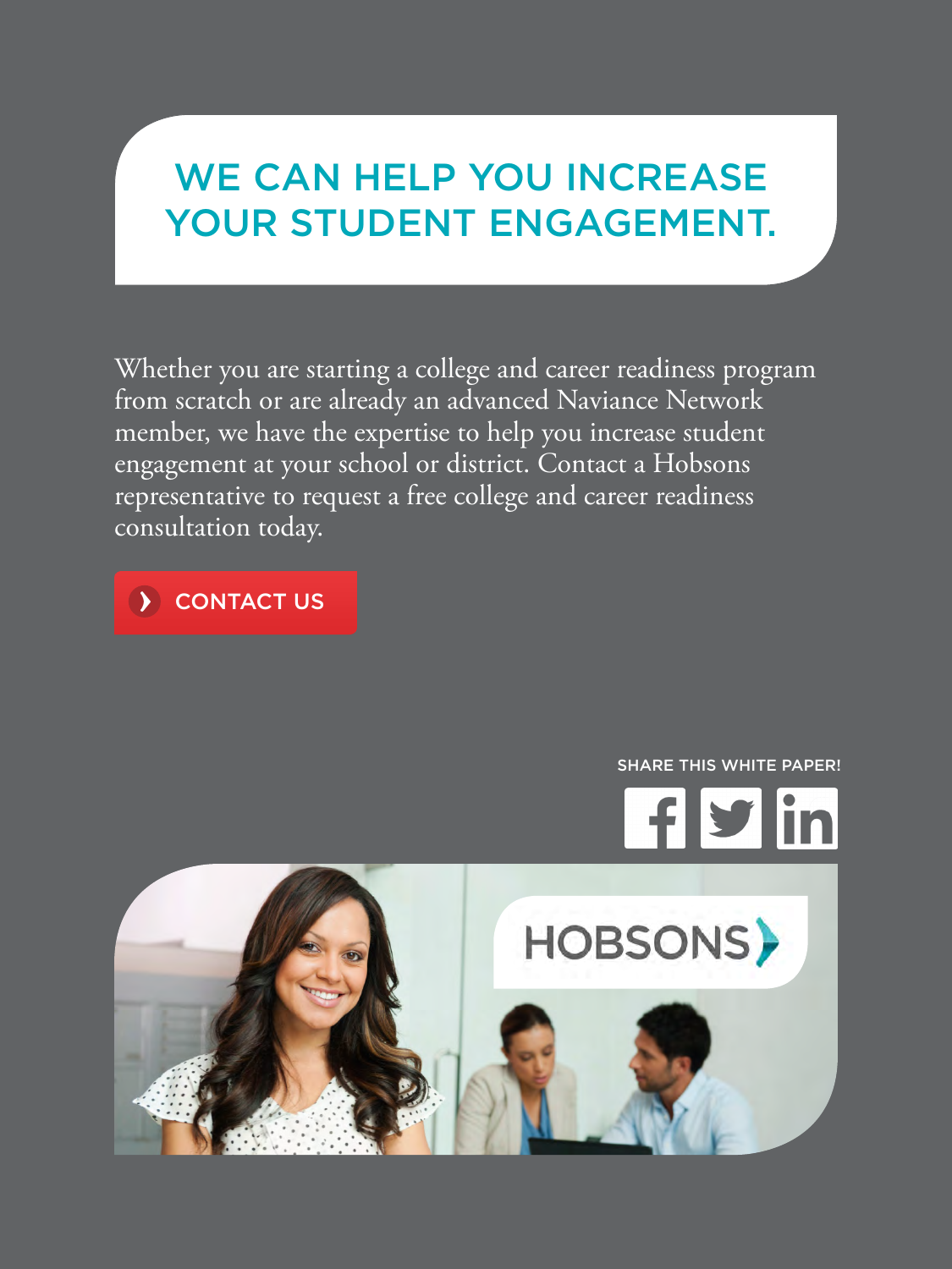# WE CAN HELP YOU INCREASE YOUR STUDENT ENGAGEMENT.

Whether you are starting a college and career readiness program from scratch or are already an advanced Naviance Network member, we have the expertise to help you increase student engagement at your school or district. Contact a Hobsons representative to request a free college and career readiness consultation today.

CONTACT US

SHARE THIS WHITE PAPER!

HOBSONS